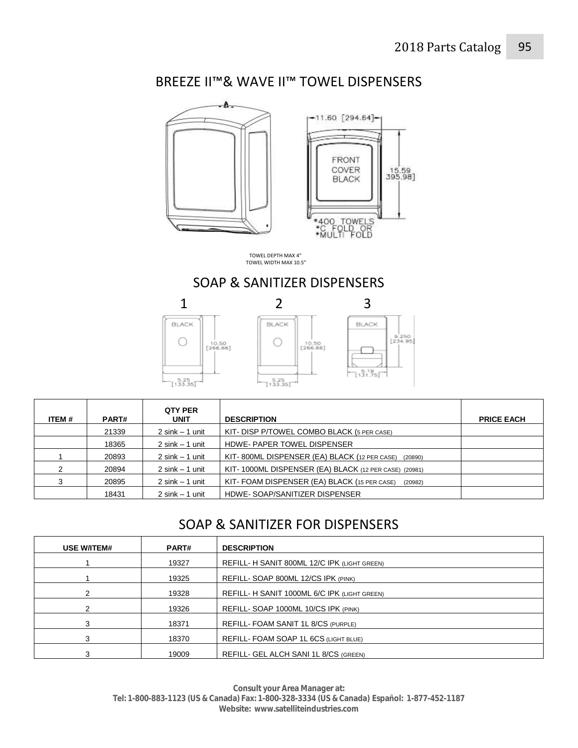## BREEZE II™& WAVE II™ TOWEL DISPENSERS

TOWEL DEPTH MAX 4"
TOWEL WIDTH MAX 10.5"

## SOAP & SANITIZER DISPENSERS

| ITEM # | PART# | QTY PER UNIT | DESCRIPTION | PRICE EACH |
|---|---|---|---|---|
| | 21339 | 2 sink – 1 unit | KIT- DISP P/TOWEL COMBO BLACK (5 PER CASE) | |
| | 18365 | 2 sink – 1 unit | HDWE- PAPER TOWEL DISPENSER | |
| 1 | 20893 | 2 sink – 1 unit | KIT- 800ML DISPENSER (EA) BLACK (12 PER CASE) (20890) | |
| 2 | 20894 | 2 sink – 1 unit | KIT- 1000ML DISPENSER (EA) BLACK (12 PER CASE) (20981) | |
| 3 | 20895 | 2 sink – 1 unit | KIT- FOAM DISPENSER (EA) BLACK (15 PER CASE) (20982) | |
| | 18431 | 2 sink – 1 unit | HDWE- SOAP/SANITIZER DISPENSER | |

## SOAP & SANITIZER FOR DISPENSERS

| USE W/ITEM# | PART# | DESCRIPTION |
|---|---|---|
| 1 | 19327 | REFILL- H SANIT 800ML 12/C IPK (LIGHT GREEN) |
| 1 | 19325 | REFILL- SOAP 800ML 12/CS IPK (PINK) |
| 2 | 19328 | REFILL- H SANIT 1000ML 6/C IPK (LIGHT GREEN) |
| 2 | 19326 | REFILL- SOAP 1000ML 10/CS IPK (PINK) |
| 3 | 18371 | REFILL- FOAM SANIT 1L 8/CS (PURPLE) |
| 3 | 18370 | REFILL- FOAM SOAP 1L 6CS (LIGHT BLUE) |
| 3 | 19009 | REFILL- GEL ALCH SANI 1L 8/CS (GREEN) |

**Consult your Area Manager at:**
**Tel: 1-800-883-1123 (US & Canada) Fax: 1-800-328-3334 (US & Canada) Español: 1-877-452-1187**
**Website: www.satelliteindustries.com**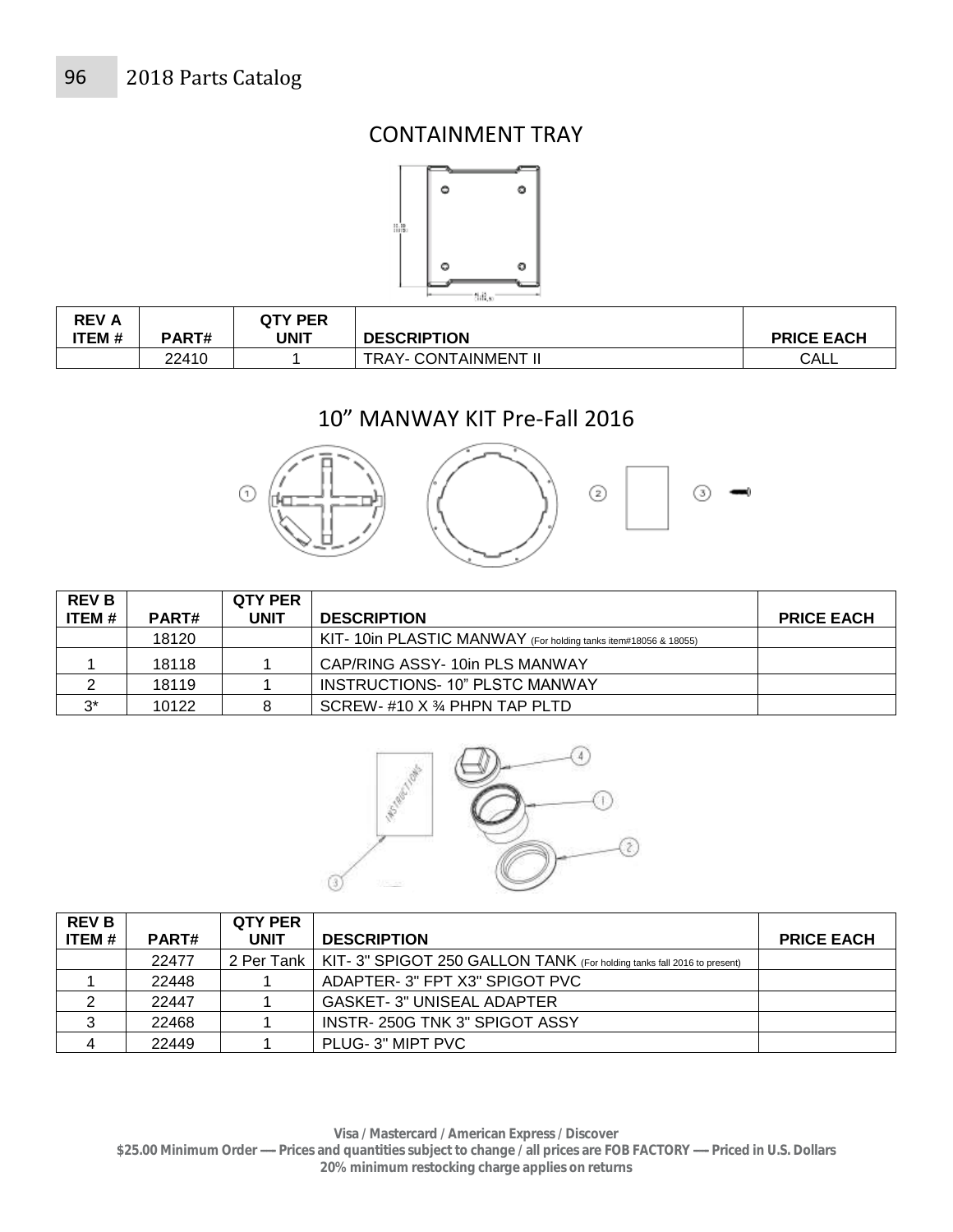## CONTAINMENT TRAY

| REV A ITEM # | PART# | QTY PER UNIT | DESCRIPTION | PRICE EACH |
|---|---|---|---|---|
| | 22410 | 1 | TRAY- CONTAINMENT II | CALL |

## 10" MANWAY KIT Pre-Fall 2016

| REV B ITEM # | PART# | QTY PER UNIT | DESCRIPTION | PRICE EACH |
|---|---|---|---|---|
| | 18120 | | KIT- 10in PLASTIC MANWAY (For holding tanks item#18056 & 18055) | |
| 1 | 18118 | 1 | CAP/RING ASSY- 10in PLS MANWAY | |
| 2 | 18119 | 1 | INSTRUCTIONS- 10" PLSTC MANWAY | |
| 3* | 10122 | 8 | SCREW- #10 X ¾ PHPN TAP PLTD | |

| REV B ITEM # | PART# | QTY PER UNIT | DESCRIPTION | PRICE EACH |
|---|---|---|---|---|
| | 22477 | 2 Per Tank | KIT- 3" SPIGOT 250 GALLON TANK (For holding tanks fall 2016 to present) | |
| 1 | 22448 | 1 | ADAPTER- 3" FPT X3" SPIGOT PVC | |
| 2 | 22447 | 1 | GASKET- 3" UNISEAL ADAPTER | |
| 3 | 22468 | 1 | INSTR- 250G TNK 3" SPIGOT ASSY | |
| 4 | 22449 | 1 | PLUG- 3" MIPT PVC | |

**Visa / Mastercard / American Express / Discover**
**$25.00 Minimum Order — Prices and quantities subject to change / all prices are FOB FACTORY — Priced in U.S. Dollars**
**20% minimum restocking charge applies on returns**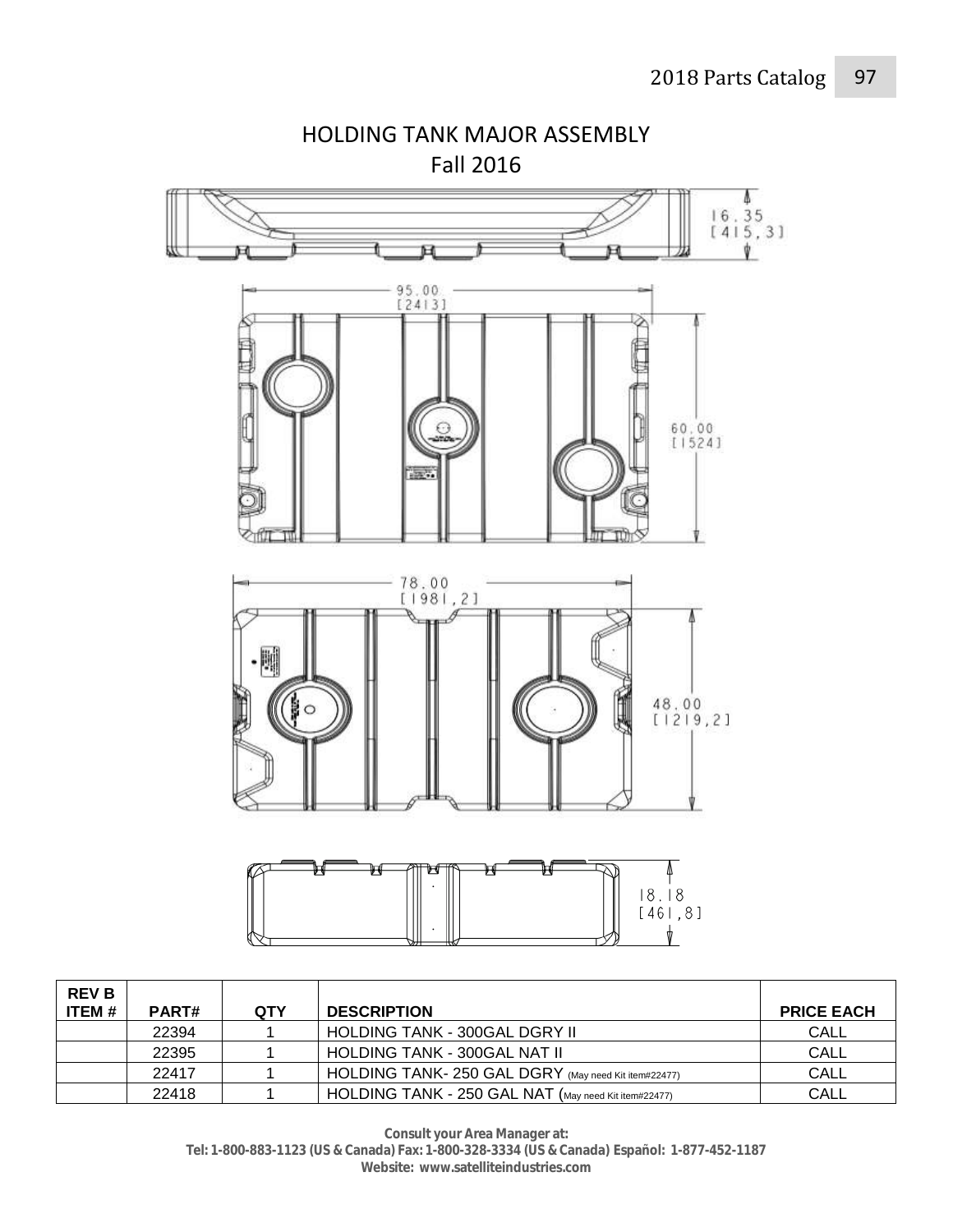# HOLDING TANK MAJOR ASSEMBLY

## Fall 2016

16.35
[415,3]

95.00
[2413]

60.00
[1524]

78.00
[1981,2]

48.00
[1219,2]

18.18
[461,8]

| REV B ITEM # | PART# | QTY | DESCRIPTION | PRICE EACH |
|---|---|---|---|---|
| | 22394 | 1 | HOLDING TANK - 300GAL DGRY II | CALL |
| | 22395 | 1 | HOLDING TANK - 300GAL NAT II | CALL |
| | 22417 | 1 | HOLDING TANK- 250 GAL DGRY (May need Kit item#22477) | CALL |
| | 22418 | 1 | HOLDING TANK - 250 GAL NAT (May need Kit item#22477) | CALL |

**Consult your Area Manager at:**
**Tel: 1-800-883-1123 (US & Canada) Fax: 1-800-328-3334 (US & Canada) Español: 1-877-452-1187**
**Website: www.satelliteindustries.com**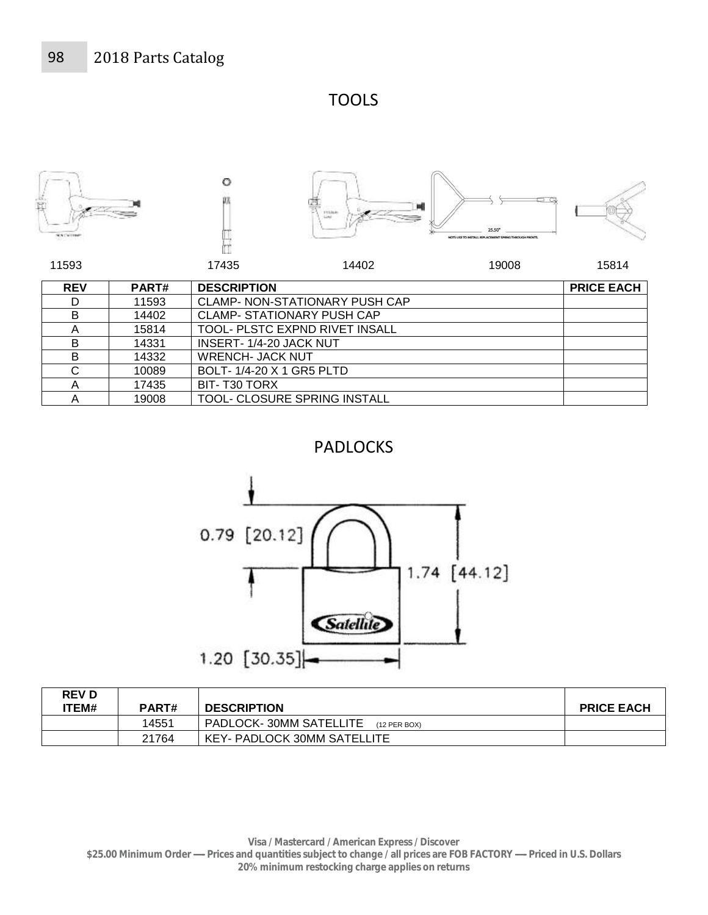## TOOLS

11593 17435 14402 19008 15814

| REV | PART# | DESCRIPTION | PRICE EACH |
|---|---|---|---|
| D | 11593 | CLAMP- NON-STATIONARY PUSH CAP | |
| B | 14402 | CLAMP- STATIONARY PUSH CAP | |
| A | 15814 | TOOL- PLSTC EXPND RIVET INSALL | |
| B | 14331 | INSERT- 1/4-20 JACK NUT | |
| B | 14332 | WRENCH- JACK NUT | |
| C | 10089 | BOLT- 1/4-20 X 1 GR5 PLTD | |
| A | 17435 | BIT- T30 TORX | |
| A | 19008 | TOOL- CLOSURE SPRING INSTALL | |

## PADLOCKS

| REV D ITEM# | PART# | DESCRIPTION | PRICE EACH |
|---|---|---|---|
| | 14551 | PADLOCK- 30MM SATELLITE (12 PER BOX) | |
| | 21764 | KEY- PADLOCK 30MM SATELLITE | |

**Visa / Mastercard / American Express / Discover**
**$25.00 Minimum Order — Prices and quantities subject to change / all prices are FOB FACTORY — Priced in U.S. Dollars**
**20% minimum restocking charge applies on returns**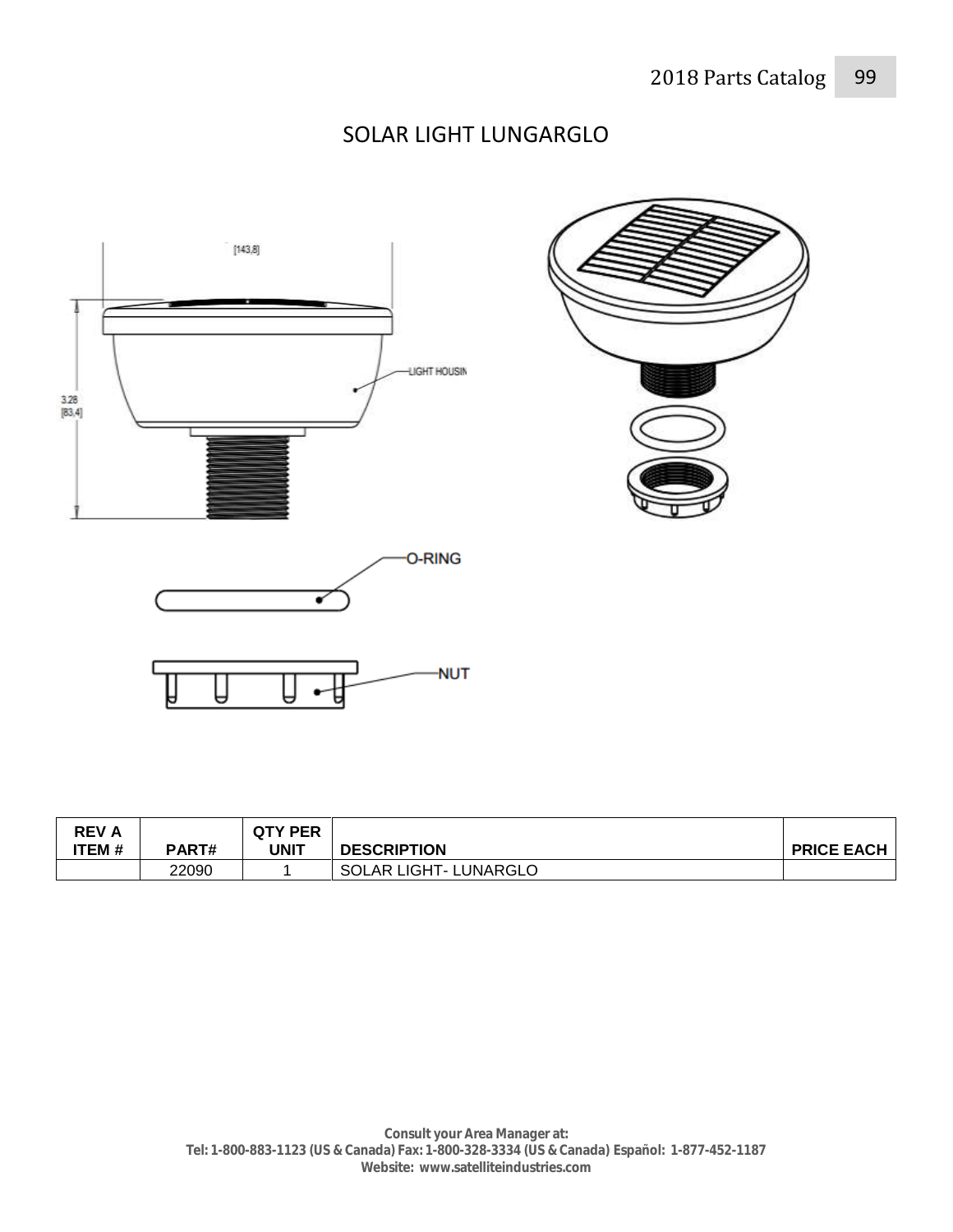# SOLAR LIGHT LUNGARGLO

[143,8]

LIGHT HOUSIN

3.28
[83,4]

O-RING

NUT

| REV A ITEM # | PART# | QTY PER UNIT | DESCRIPTION | PRICE EACH |
|---|---|---|---|---|
| | 22090 | 1 | SOLAR LIGHT- LUNARGLO | |

**Consult your Area Manager at:**
**Tel: 1-800-883-1123 (US & Canada) Fax: 1-800-328-3334 (US & Canada) Español: 1-877-452-1187**
**Website: www.satelliteindustries.com**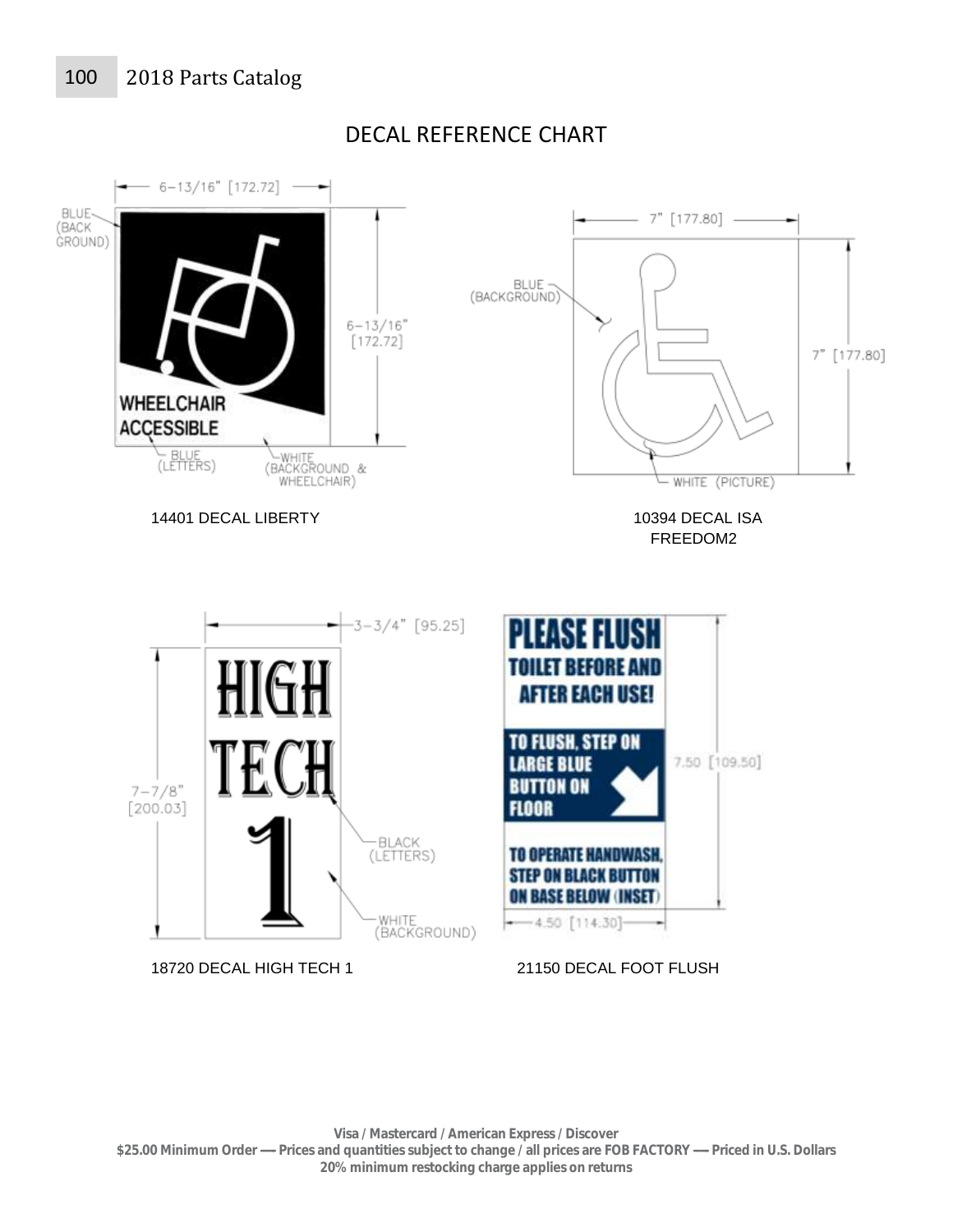# DECAL REFERENCE CHART

6-13/16" [172.72]

BLUE (BACK GROUND)

6-13/16" [172.72]

WHEELCHAIR ACCESSIBLE

BLUE (LETTERS)

WHITE (BACKGROUND & WHEELCHAIR)

14401 DECAL LIBERTY

7" [177.80]

BLUE (BACKGROUND)

7" [177.80]

WHITE (PICTURE)

10394 DECAL ISA FREEDOM2

3-3/4" [95.25]

HIGH TECH 1

7-7/8" [200.03]

BLACK (LETTERS)

WHITE (BACKGROUND)

18720 DECAL HIGH TECH 1

PLEASE FLUSH TOILET BEFORE AND AFTER EACH USE!

TO FLUSH, STEP ON LARGE BLUE BUTTON ON FLOOR

TO OPERATE HANDWASH, STEP ON BLACK BUTTON ON BASE BELOW (INSET)

7.50 [109.50]

4.50 [114.30]

21150 DECAL FOOT FLUSH

**Visa / Mastercard / American Express / Discover**
**$25.00 Minimum Order — Prices and quantities subject to change / all prices are FOB FACTORY — Priced in U.S. Dollars**
**20% minimum restocking charge applies on returns**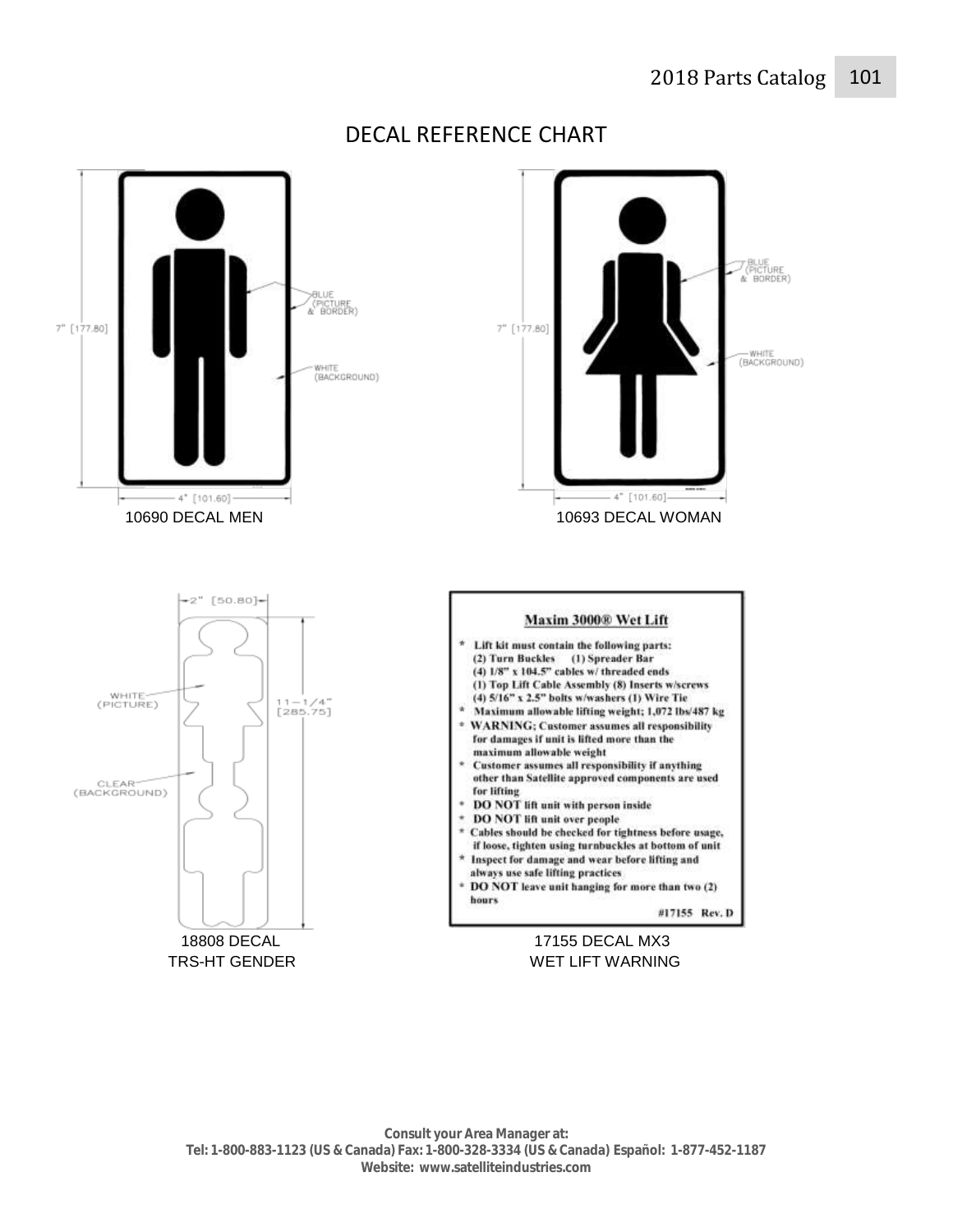# DECAL REFERENCE CHART

7" [177.80]

BLUE (PICTURE & BORDER)

WHITE (BACKGROUND)

4" [101.60]

10690 DECAL MEN

7" [177.80]

BLUE (PICTURE & BORDER)

WHITE (BACKGROUND)

4" [101.60]

10693 DECAL WOMAN

2" [50.80]

WHITE (PICTURE)

CLEAR (BACKGROUND)

11-1/4" [285.75]

18808 DECAL
TRS-HT GENDER

**Maxim 3000® Wet Lift**

- **Lift kit must contain the following parts:**
  **(2) Turn Buckles (1) Spreader Bar**
  **(4) 1/8" x 104.5" cables w/ threaded ends**
  **(1) Top Lift Cable Assembly (8) Inserts w/screws**
  **(4) 5/16" x 2.5" bolts w/washers (1) Wire Tie**
- **Maximum allowable lifting weight; 1,072 lbs/487 kg**
- **WARNING; Customer assumes all responsibility for damages if unit is lifted more than the maximum allowable weight**
- **Customer assumes all responsibility if anything other than Satellite approved components are used for lifting**
- **DO NOT lift unit with person inside**
- **DO NOT lift unit over people**
- **Cables should be checked for tightness before usage, if loose, tighten using turnbuckles at bottom of unit**
- **Inspect for damage and wear before lifting and always use safe lifting practices**
- **DO NOT leave unit hanging for more than two (2) hours**

**#17155 Rev. D**

17155 DECAL MX3
WET LIFT WARNING

**Consult your Area Manager at:**
**Tel: 1-800-883-1123 (US & Canada) Fax: 1-800-328-3334 (US & Canada) Español: 1-877-452-1187**
**Website: www.satelliteindustries.com**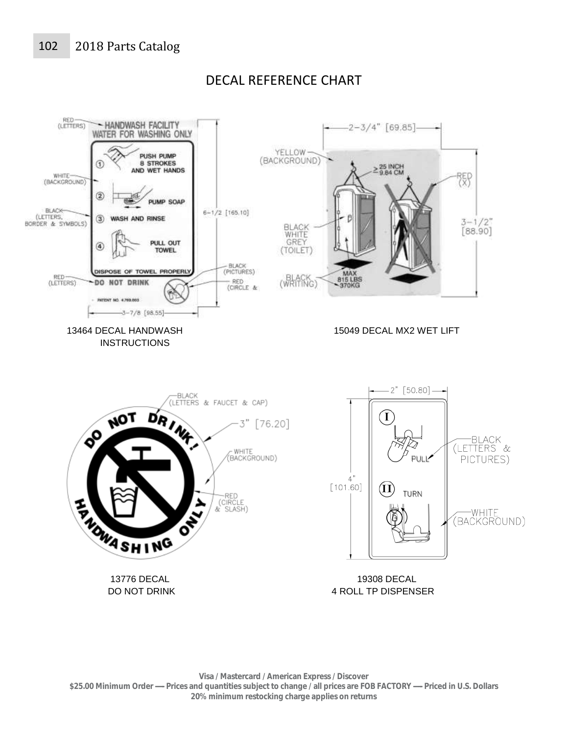# DECAL REFERENCE CHART

RED (LETTERS)

HANDWASH FACILITY
WATER FOR WASHING ONLY

WHITE (BACKGROUND)

① PUSH PUMP 8 STROKES AND WET HANDS

② PUMP SOAP

BLACK (LETTERS, BORDER & SYMBOLS)

③ WASH AND RINSE

④ PULL OUT TOWEL

DISPOSE OF TOWEL PROPERLY

RED (LETTERS)

DO NOT DRINK

BLACK (PICTURES)

RED (CIRCLE &

PATENT NO. 4,760,663

6-1/2 [165.10]

3-7/8 [98.55]

13464 DECAL HANDWASH INSTRUCTIONS

2-3/4" [69.85]

YELLOW (BACKGROUND)

≥ 25 INCH 9.84 CM

RED (X)

BLACK WHITE GREY (TOILET)

3-1/2" [88.90]

BLACK (WRITING)

MAX 815 LBS 370KG

15049 DECAL MX2 WET LIFT

BLACK (LETTERS & FAUCET & CAP)

DO NOT DRINK! HANDWASHING ONLY

3" [76.20]

WHITE (BACKGROUND)

RED (CIRCLE & SLASH)

13776 DECAL DO NOT DRINK

2" [50.80]

I PULL

BLACK (LETTERS & PICTURES)

4" [101.60]

II TURN

WHITE (BACKGROUND)

19308 DECAL 4 ROLL TP DISPENSER

**Visa / Mastercard / American Express / Discover**
**$25.00 Minimum Order — Prices and quantities subject to change / all prices are FOB FACTORY — Priced in U.S. Dollars**
**20% minimum restocking charge applies on returns**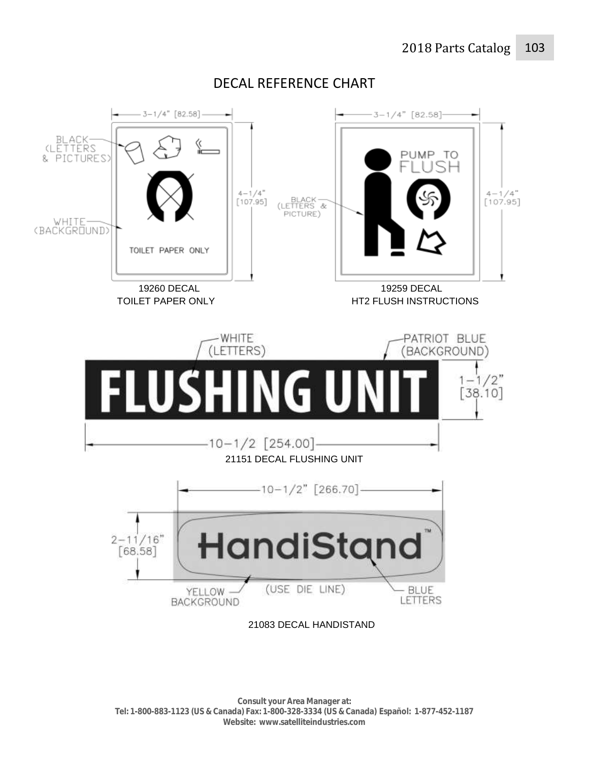# DECAL REFERENCE CHART

3-1/4" [82.58]

BLACK (LETTERS & PICTURES)

WHITE (BACKGROUND)

TOILET PAPER ONLY

4-1/4" [107.95]

19260 DECAL
TOILET PAPER ONLY

3-1/4" [82.58]

PUMP TO FLUSH

BLACK (LETTERS & PICTURE)

4-1/4" [107.95]

19259 DECAL
HT2 FLUSH INSTRUCTIONS

WHITE (LETTERS)

PATRIOT BLUE (BACKGROUND)

FLUSHING UNIT

1-1/2" [38.10]

10-1/2 [254.00]

21151 DECAL FLUSHING UNIT

10-1/2" [266.70]

2-11/16" [68.58]

HandiStand™

YELLOW BACKGROUND

(USE DIE LINE)

BLUE LETTERS

21083 DECAL HANDISTAND

**Consult your Area Manager at:**
**Tel: 1-800-883-1123 (US & Canada) Fax: 1-800-328-3334 (US & Canada) Español: 1-877-452-1187**
**Website: www.satelliteindustries.com**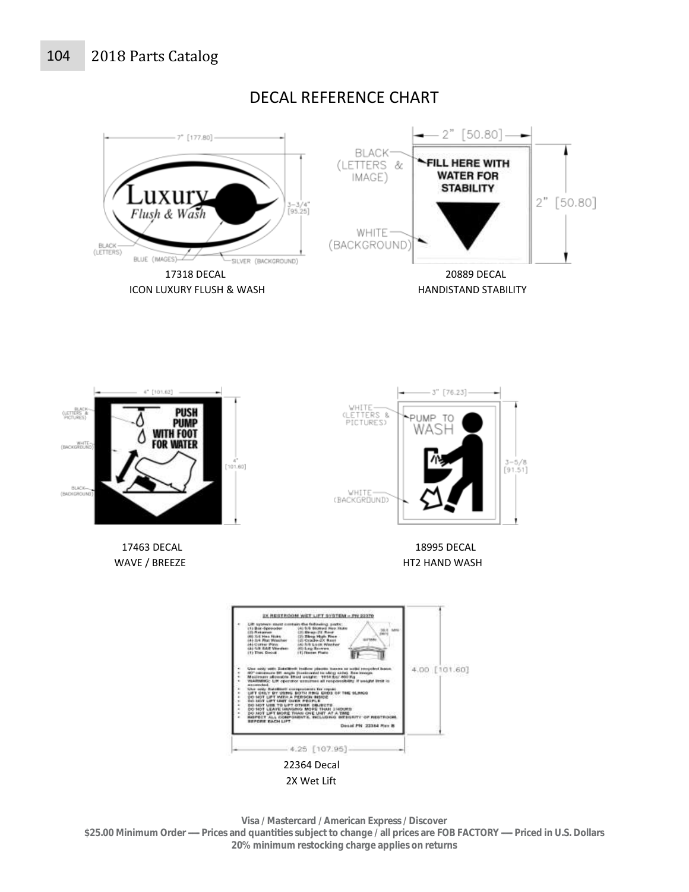# DECAL REFERENCE CHART

7" [177.80]

Luxury
Flush & Wash

3-3/4" [95.25]

BLACK (LETTERS)

BLUE (IMAGES)

SILVER (BACKGROUND)

17318 DECAL
ICON LUXURY FLUSH & WASH

2" [50.80]

BLACK (LETTERS & IMAGE)

FILL HERE WITH WATER FOR STABILITY

WHITE (BACKGROUND)

2" [50.80]

20889 DECAL
HANDISTAND STABILITY

4" [101.62]

BLACK (LETTERS & PICTURES)

WHITE (BACKGROUND)

BLACK (BACKGROUND)

PUSH PUMP WITH FOOT FOR WATER

4" [101.60]

17463 DECAL
WAVE / BREEZE

3" [76.23]

WHITE (LETTERS & PICTURES)

PUMP TO WASH

WHITE (BACKGROUND)

3-5/8 [91.51]

18995 DECAL
HT2 HAND WASH

2X RESTROOM WET LIFT SYSTEM – PN 22370

4.00 [101.60]

4.25 [107.95]

Decal PN 22364 Rev B

22364 Decal
2X Wet Lift

**Visa / Mastercard / American Express / Discover**
**$25.00 Minimum Order — Prices and quantities subject to change / all prices are FOB FACTORY — Priced in U.S. Dollars**
**20% minimum restocking charge applies on returns**